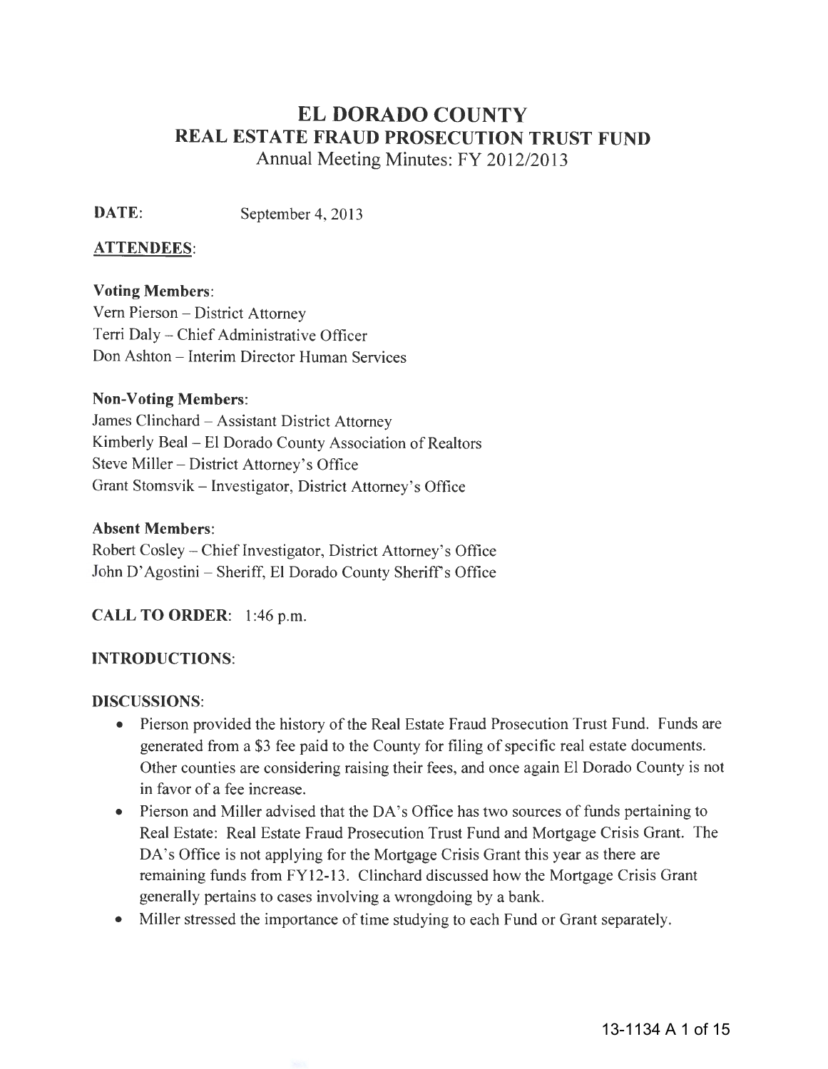# EL DORADO COUNTY
## REAL ESTATE FRAUD PROSECUTION TRUST FUND
Annual Meeting Minutes: FY 2012/2013

**DATE:** September 4, 2013

**ATTENDEES:**

**Voting Members:**
Vern Pierson – District Attorney
Terri Daly – Chief Administrative Officer
Don Ashton – Interim Director Human Services

**Non-Voting Members:**
James Clinchard – Assistant District Attorney
Kimberly Beal – El Dorado County Association of Realtors
Steve Miller – District Attorney's Office
Grant Stomsvik – Investigator, District Attorney's Office

**Absent Members:**
Robert Cosley – Chief Investigator, District Attorney's Office
John D'Agostini – Sheriff, El Dorado County Sheriff's Office

**CALL TO ORDER:** 1:46 p.m.

**INTRODUCTIONS:**

**DISCUSSIONS:**

- Pierson provided the history of the Real Estate Fraud Prosecution Trust Fund. Funds are generated from a $3 fee paid to the County for filing of specific real estate documents. Other counties are considering raising their fees, and once again El Dorado County is not in favor of a fee increase.
- Pierson and Miller advised that the DA's Office has two sources of funds pertaining to Real Estate: Real Estate Fraud Prosecution Trust Fund and Mortgage Crisis Grant. The DA's Office is not applying for the Mortgage Crisis Grant this year as there are remaining funds from FY12-13. Clinchard discussed how the Mortgage Crisis Grant generally pertains to cases involving a wrongdoing by a bank.
- Miller stressed the importance of time studying to each Fund or Grant separately.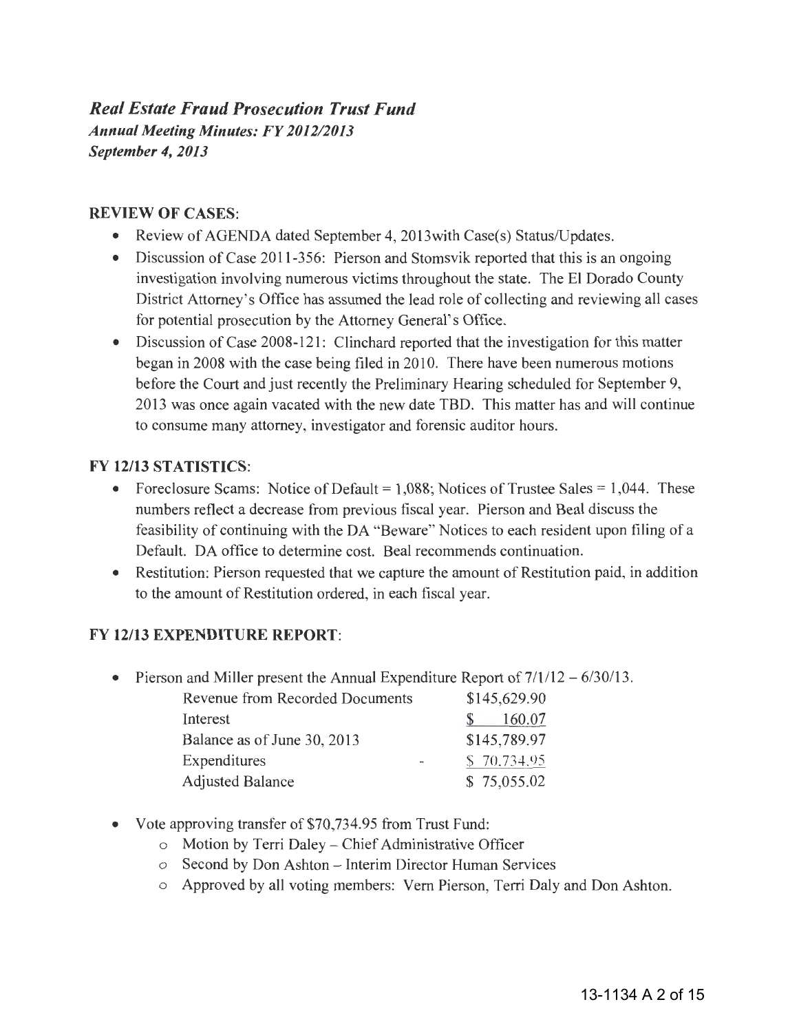## *Real Estate Fraud Prosecution Trust Fund*

***Annual Meeting Minutes: FY 2012/2013***

***September 4, 2013***

**REVIEW OF CASES**:

- Review of AGENDA dated September 4, 2013with Case(s) Status/Updates.
- Discussion of Case 2011-356: Pierson and Stomsvik reported that this is an ongoing investigation involving numerous victims throughout the state. The El Dorado County District Attorney's Office has assumed the lead role of collecting and reviewing all cases for potential prosecution by the Attorney General's Office.
- Discussion of Case 2008-121: Clinchard reported that the investigation for this matter began in 2008 with the case being filed in 2010. There have been numerous motions before the Court and just recently the Preliminary Hearing scheduled for September 9, 2013 was once again vacated with the new date TBD. This matter has and will continue to consume many attorney, investigator and forensic auditor hours.

**FY 12/13 STATISTICS**:

- Foreclosure Scams: Notice of Default = 1,088; Notices of Trustee Sales = 1,044. These numbers reflect a decrease from previous fiscal year. Pierson and Beal discuss the feasibility of continuing with the DA "Beware" Notices to each resident upon filing of a Default. DA office to determine cost. Beal recommends continuation.
- Restitution: Pierson requested that we capture the amount of Restitution paid, in addition to the amount of Restitution ordered, in each fiscal year.

**FY 12/13 EXPENDITURE REPORT**:

- Pierson and Miller present the Annual Expenditure Report of 7/1/12 – 6/30/13.

| | | |
|---|---|---|
| Revenue from Recorded Documents | | \$145,629.90 |
| Interest | | \$ 160.07 |
| Balance as of June 30, 2013 | | \$145,789.97 |
| Expenditures | - | \$ 70,734.95 |
| Adjusted Balance | | \$ 75,055.02 |

- Vote approving transfer of \$70,734.95 from Trust Fund:
  - Motion by Terri Daley – Chief Administrative Officer
  - Second by Don Ashton – Interim Director Human Services
  - Approved by all voting members: Vern Pierson, Terri Daly and Don Ashton.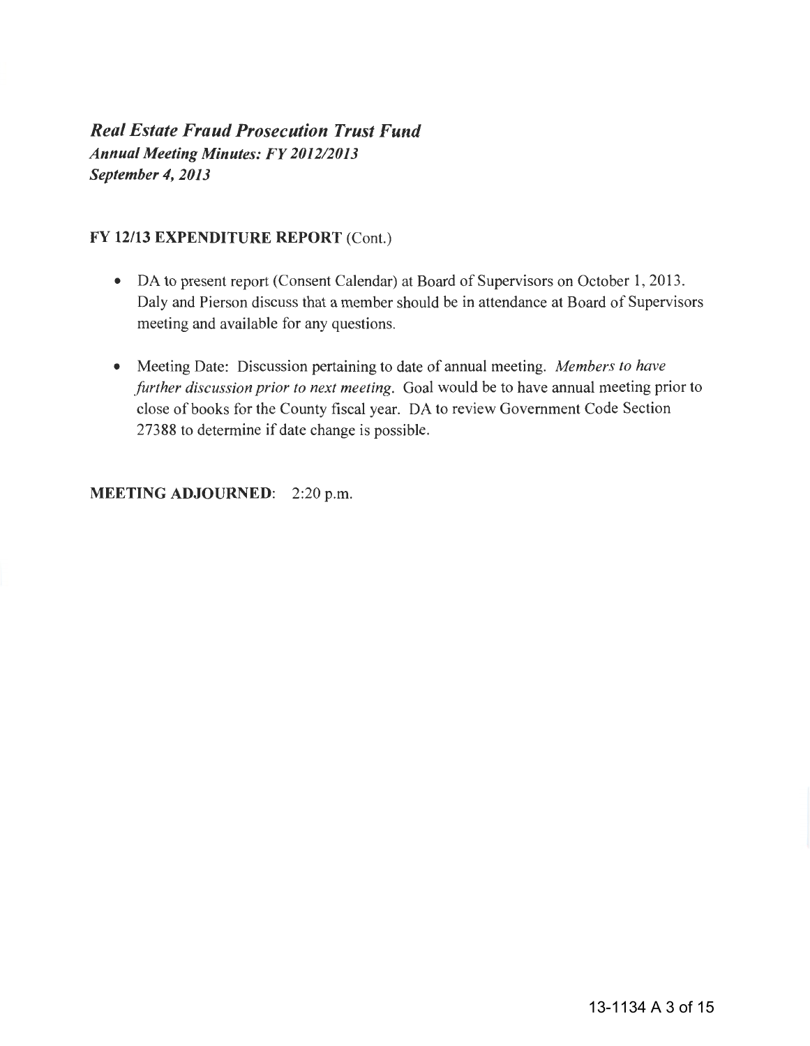***Real Estate Fraud Prosecution Trust Fund***
***Annual Meeting Minutes: FY 2012/2013***
***September 4, 2013***

**FY 12/13 EXPENDITURE REPORT** (Cont.)

- DA to present report (Consent Calendar) at Board of Supervisors on October 1, 2013. Daly and Pierson discuss that a member should be in attendance at Board of Supervisors meeting and available for any questions.

- Meeting Date: Discussion pertaining to date of annual meeting. *Members to have further discussion prior to next meeting.* Goal would be to have annual meeting prior to close of books for the County fiscal year. DA to review Government Code Section 27388 to determine if date change is possible.

**MEETING ADJOURNED**: 2:20 p.m.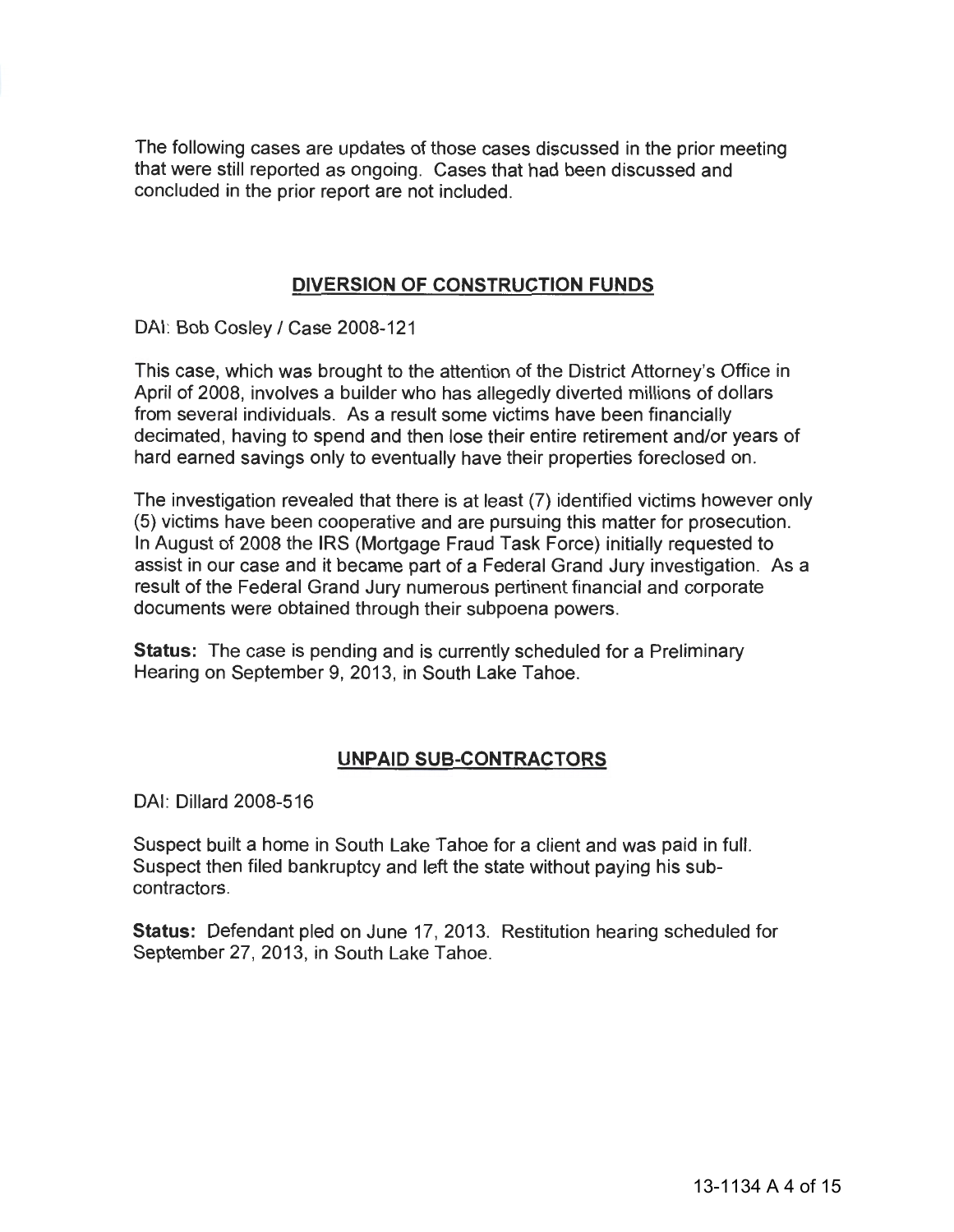The following cases are updates of those cases discussed in the prior meeting that were still reported as ongoing. Cases that had been discussed and concluded in the prior report are not included.

## DIVERSION OF CONSTRUCTION FUNDS

DAI: Bob Cosley / Case 2008-121

This case, which was brought to the attention of the District Attorney's Office in April of 2008, involves a builder who has allegedly diverted millions of dollars from several individuals. As a result some victims have been financially decimated, having to spend and then lose their entire retirement and/or years of hard earned savings only to eventually have their properties foreclosed on.

The investigation revealed that there is at least (7) identified victims however only (5) victims have been cooperative and are pursuing this matter for prosecution. In August of 2008 the IRS (Mortgage Fraud Task Force) initially requested to assist in our case and it became part of a Federal Grand Jury investigation. As a result of the Federal Grand Jury numerous pertinent financial and corporate documents were obtained through their subpoena powers.

**Status:** The case is pending and is currently scheduled for a Preliminary Hearing on September 9, 2013, in South Lake Tahoe.

## UNPAID SUB-CONTRACTORS

DAI: Dillard 2008-516

Suspect built a home in South Lake Tahoe for a client and was paid in full. Suspect then filed bankruptcy and left the state without paying his sub-contractors.

**Status:** Defendant pled on June 17, 2013. Restitution hearing scheduled for September 27, 2013, in South Lake Tahoe.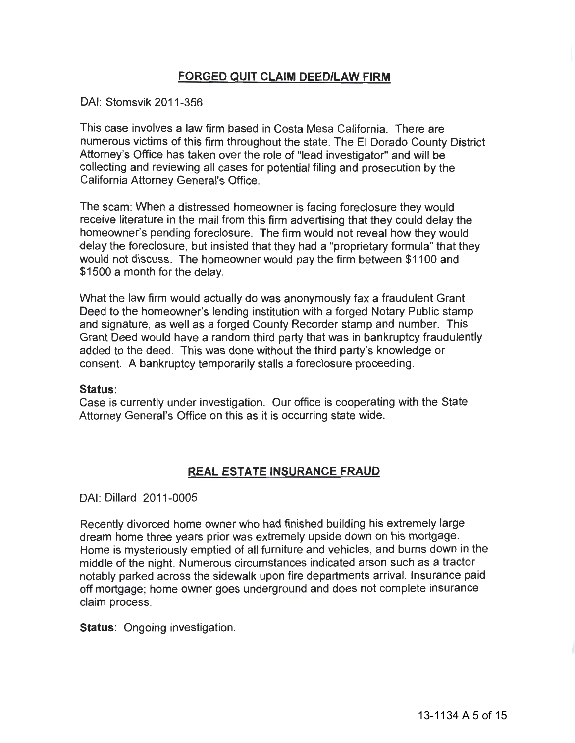## FORGED QUIT CLAIM DEED/LAW FIRM

DAI: Stomsvik 2011-356

This case involves a law firm based in Costa Mesa California. There are numerous victims of this firm throughout the state. The El Dorado County District Attorney's Office has taken over the role of "lead investigator" and will be collecting and reviewing all cases for potential filing and prosecution by the California Attorney General's Office.

The scam: When a distressed homeowner is facing foreclosure they would receive literature in the mail from this firm advertising that they could delay the homeowner's pending foreclosure. The firm would not reveal how they would delay the foreclosure, but insisted that they had a "proprietary formula" that they would not discuss. The homeowner would pay the firm between $1100 and $1500 a month for the delay.

What the law firm would actually do was anonymously fax a fraudulent Grant Deed to the homeowner's lending institution with a forged Notary Public stamp and signature, as well as a forged County Recorder stamp and number. This Grant Deed would have a random third party that was in bankruptcy fraudulently added to the deed. This was done without the third party's knowledge or consent. A bankruptcy temporarily stalls a foreclosure proceeding.

**Status**:
Case is currently under investigation. Our office is cooperating with the State Attorney General's Office on this as it is occurring state wide.

## REAL ESTATE INSURANCE FRAUD

DAI: Dillard 2011-0005

Recently divorced home owner who had finished building his extremely large dream home three years prior was extremely upside down on his mortgage. Home is mysteriously emptied of all furniture and vehicles, and burns down in the middle of the night. Numerous circumstances indicated arson such as a tractor notably parked across the sidewalk upon fire departments arrival. Insurance paid off mortgage; home owner goes underground and does not complete insurance claim process.

**Status**: Ongoing investigation.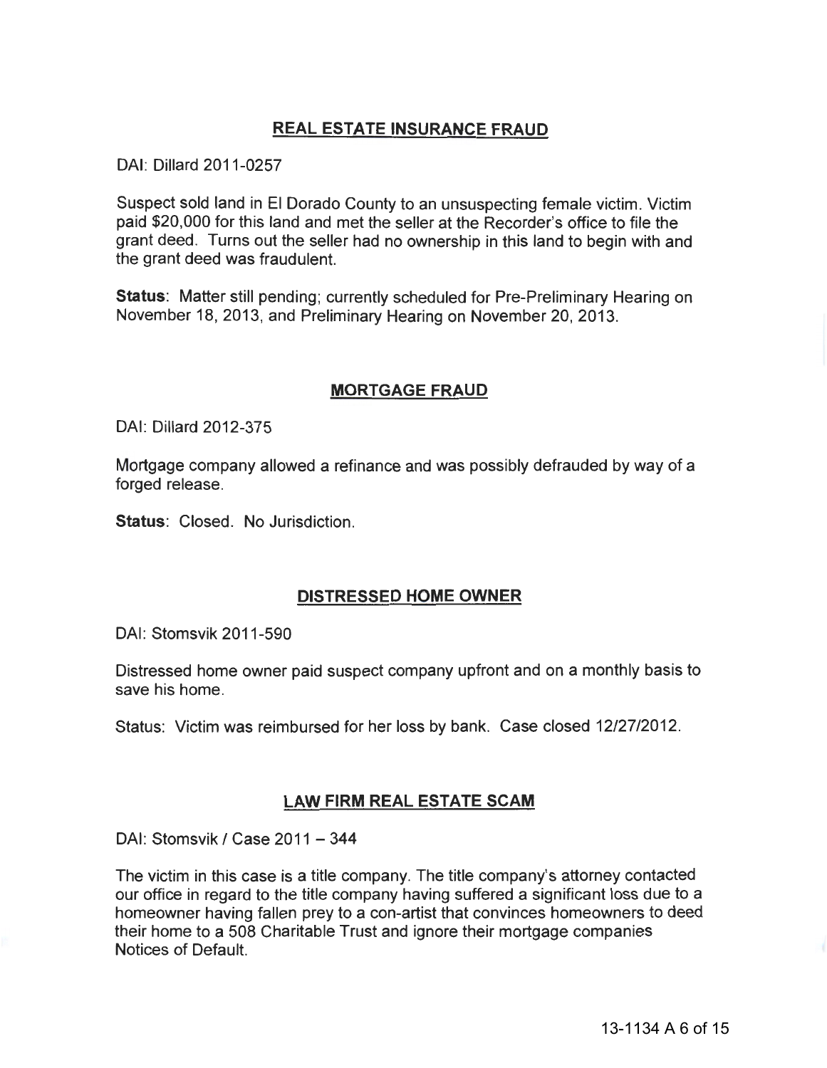## REAL ESTATE INSURANCE FRAUD

DAI: Dillard 2011-0257

Suspect sold land in El Dorado County to an unsuspecting female victim. Victim paid $20,000 for this land and met the seller at the Recorder's office to file the grant deed. Turns out the seller had no ownership in this land to begin with and the grant deed was fraudulent.

**Status**: Matter still pending; currently scheduled for Pre-Preliminary Hearing on November 18, 2013, and Preliminary Hearing on November 20, 2013.

## MORTGAGE FRAUD

DAI: Dillard 2012-375

Mortgage company allowed a refinance and was possibly defrauded by way of a forged release.

**Status**: Closed. No Jurisdiction.

## DISTRESSED HOME OWNER

DAI: Stomsvik 2011-590

Distressed home owner paid suspect company upfront and on a monthly basis to save his home.

Status: Victim was reimbursed for her loss by bank. Case closed 12/27/2012.

## LAW FIRM REAL ESTATE SCAM

DAI: Stomsvik / Case 2011 – 344

The victim in this case is a title company. The title company's attorney contacted our office in regard to the title company having suffered a significant loss due to a homeowner having fallen prey to a con-artist that convinces homeowners to deed their home to a 508 Charitable Trust and ignore their mortgage companies Notices of Default.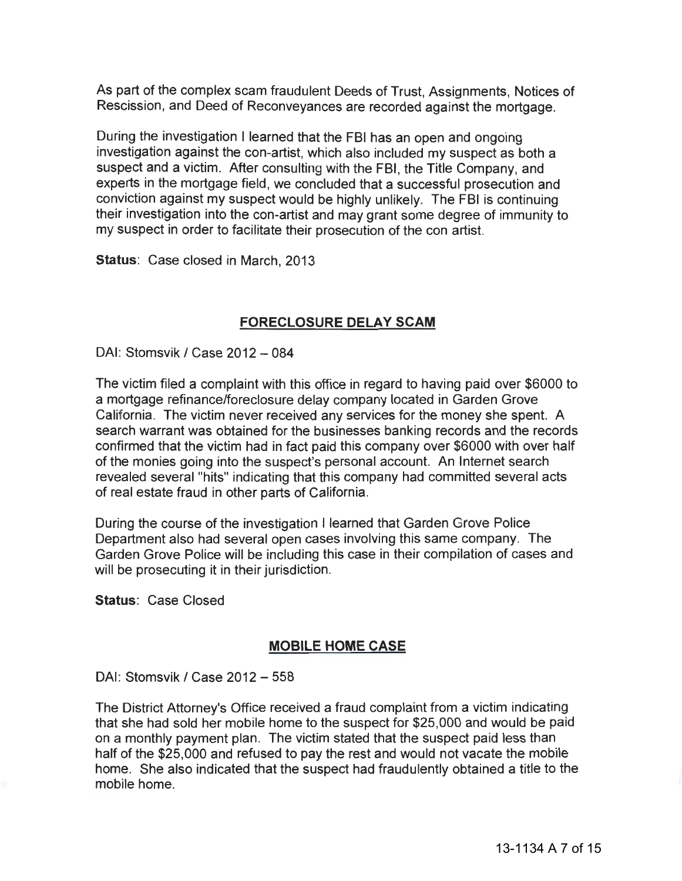As part of the complex scam fraudulent Deeds of Trust, Assignments, Notices of Rescission, and Deed of Reconveyances are recorded against the mortgage.

During the investigation I learned that the FBI has an open and ongoing investigation against the con-artist, which also included my suspect as both a suspect and a victim. After consulting with the FBI, the Title Company, and experts in the mortgage field, we concluded that a successful prosecution and conviction against my suspect would be highly unlikely. The FBI is continuing their investigation into the con-artist and may grant some degree of immunity to my suspect in order to facilitate their prosecution of the con artist.

**Status**: Case closed in March, 2013

## FORECLOSURE DELAY SCAM

DAI: Stomsvik / Case 2012 – 084

The victim filed a complaint with this office in regard to having paid over $6000 to a mortgage refinance/foreclosure delay company located in Garden Grove California. The victim never received any services for the money she spent. A search warrant was obtained for the businesses banking records and the records confirmed that the victim had in fact paid this company over $6000 with over half of the monies going into the suspect's personal account. An Internet search revealed several "hits" indicating that this company had committed several acts of real estate fraud in other parts of California.

During the course of the investigation I learned that Garden Grove Police Department also had several open cases involving this same company. The Garden Grove Police will be including this case in their compilation of cases and will be prosecuting it in their jurisdiction.

**Status**: Case Closed

## MOBILE HOME CASE

DAI: Stomsvik / Case 2012 – 558

The District Attorney's Office received a fraud complaint from a victim indicating that she had sold her mobile home to the suspect for $25,000 and would be paid on a monthly payment plan. The victim stated that the suspect paid less than half of the $25,000 and refused to pay the rest and would not vacate the mobile home. She also indicated that the suspect had fraudulently obtained a title to the mobile home.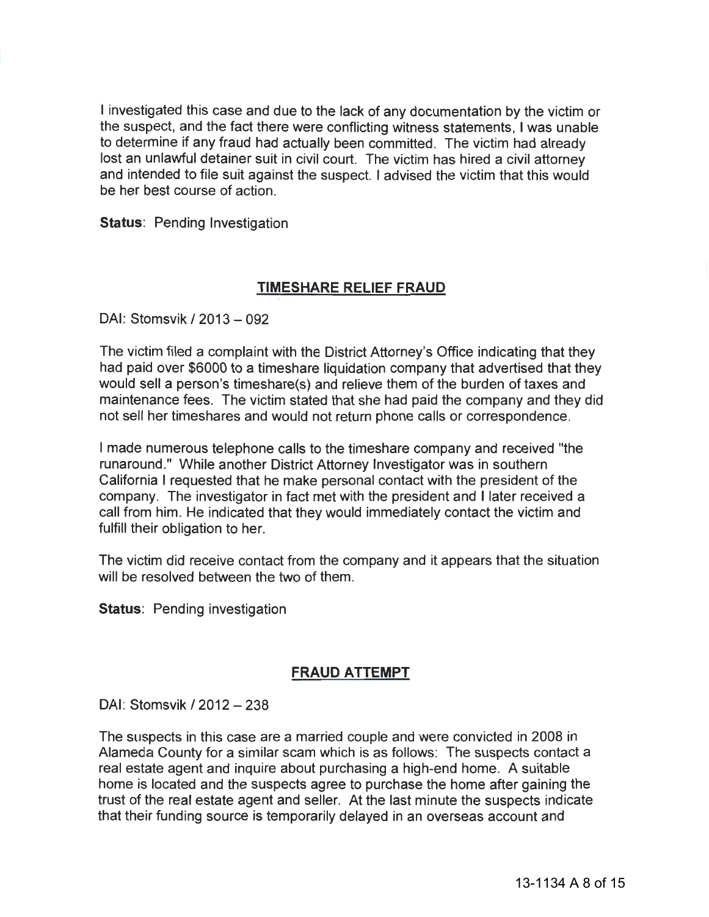I investigated this case and due to the lack of any documentation by the victim or the suspect, and the fact there were conflicting witness statements, I was unable to determine if any fraud had actually been committed. The victim had already lost an unlawful detainer suit in civil court. The victim has hired a civil attorney and intended to file suit against the suspect. I advised the victim that this would be her best course of action.

**Status**: Pending Investigation

## TIMESHARE RELIEF FRAUD

DAI: Stomsvik / 2013 – 092

The victim filed a complaint with the District Attorney's Office indicating that they had paid over $6000 to a timeshare liquidation company that advertised that they would sell a person's timeshare(s) and relieve them of the burden of taxes and maintenance fees. The victim stated that she had paid the company and they did not sell her timeshares and would not return phone calls or correspondence.

I made numerous telephone calls to the timeshare company and received "the runaround." While another District Attorney Investigator was in southern California I requested that he make personal contact with the president of the company. The investigator in fact met with the president and I later received a call from him. He indicated that they would immediately contact the victim and fulfill their obligation to her.

The victim did receive contact from the company and it appears that the situation will be resolved between the two of them.

**Status**: Pending investigation

## FRAUD ATTEMPT

DAI: Stomsvik / 2012 – 238

The suspects in this case are a married couple and were convicted in 2008 in Alameda County for a similar scam which is as follows: The suspects contact a real estate agent and inquire about purchasing a high-end home. A suitable home is located and the suspects agree to purchase the home after gaining the trust of the real estate agent and seller. At the last minute the suspects indicate that their funding source is temporarily delayed in an overseas account and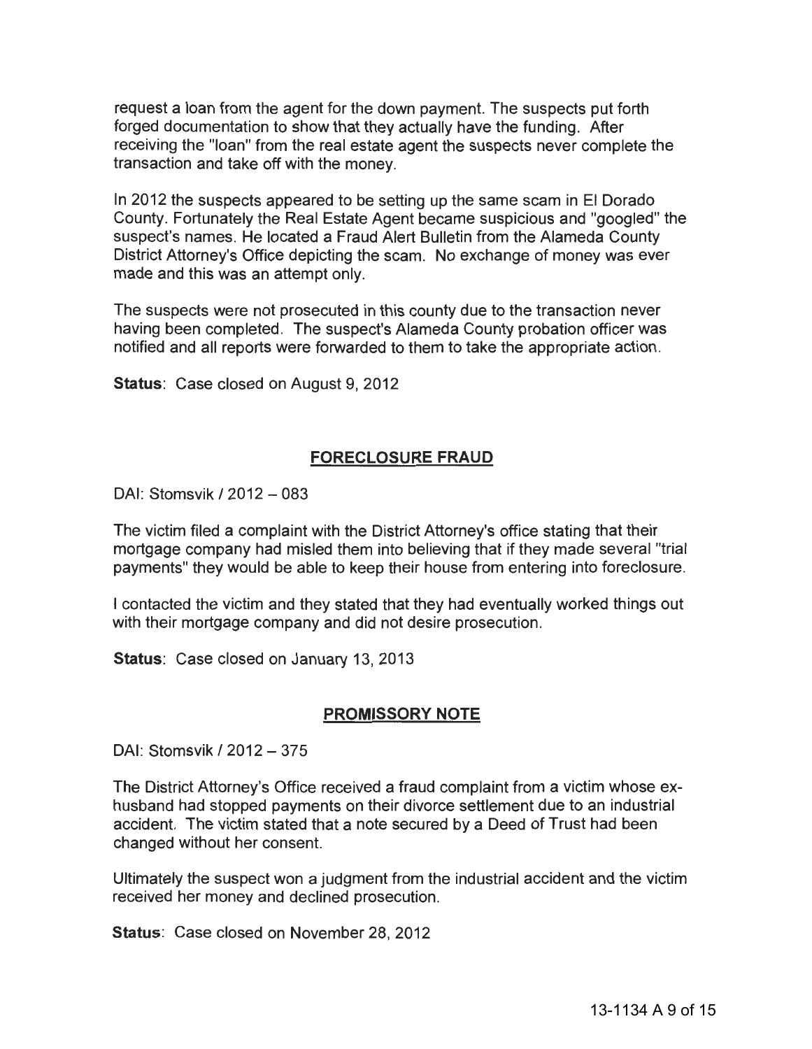request a loan from the agent for the down payment. The suspects put forth forged documentation to show that they actually have the funding. After receiving the "loan" from the real estate agent the suspects never complete the transaction and take off with the money.

In 2012 the suspects appeared to be setting up the same scam in El Dorado County. Fortunately the Real Estate Agent became suspicious and "googled" the suspect's names. He located a Fraud Alert Bulletin from the Alameda County District Attorney's Office depicting the scam. No exchange of money was ever made and this was an attempt only.

The suspects were not prosecuted in this county due to the transaction never having been completed. The suspect's Alameda County probation officer was notified and all reports were forwarded to them to take the appropriate action.

**Status**: Case closed on August 9, 2012

## FORECLOSURE FRAUD

DAI: Stomsvik / 2012 – 083

The victim filed a complaint with the District Attorney's office stating that their mortgage company had misled them into believing that if they made several "trial payments" they would be able to keep their house from entering into foreclosure.

I contacted the victim and they stated that they had eventually worked things out with their mortgage company and did not desire prosecution.

**Status**: Case closed on January 13, 2013

## PROMISSORY NOTE

DAI: Stomsvik / 2012 – 375

The District Attorney's Office received a fraud complaint from a victim whose ex-husband had stopped payments on their divorce settlement due to an industrial accident. The victim stated that a note secured by a Deed of Trust had been changed without her consent.

Ultimately the suspect won a judgment from the industrial accident and the victim received her money and declined prosecution.

**Status**: Case closed on November 28, 2012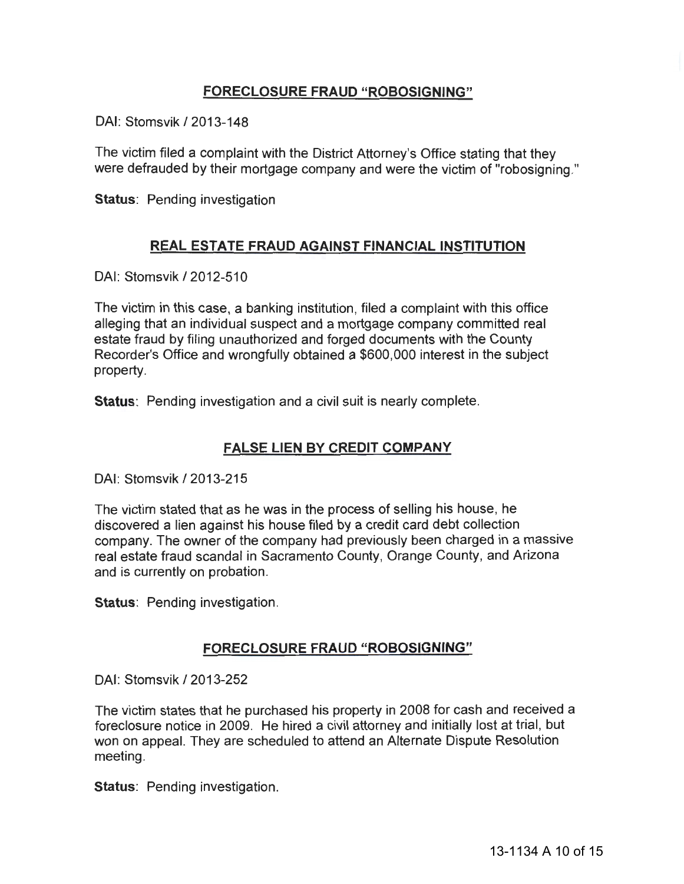## FORECLOSURE FRAUD "ROBOSIGNING"

DAI: Stomsvik / 2013-148

The victim filed a complaint with the District Attorney's Office stating that they were defrauded by their mortgage company and were the victim of "robosigning."

**Status**: Pending investigation

## REAL ESTATE FRAUD AGAINST FINANCIAL INSTITUTION

DAI: Stomsvik / 2012-510

The victim in this case, a banking institution, filed a complaint with this office alleging that an individual suspect and a mortgage company committed real estate fraud by filing unauthorized and forged documents with the County Recorder's Office and wrongfully obtained a $600,000 interest in the subject property.

**Status**: Pending investigation and a civil suit is nearly complete.

## FALSE LIEN BY CREDIT COMPANY

DAI: Stomsvik / 2013-215

The victim stated that as he was in the process of selling his house, he discovered a lien against his house filed by a credit card debt collection company. The owner of the company had previously been charged in a massive real estate fraud scandal in Sacramento County, Orange County, and Arizona and is currently on probation.

**Status**: Pending investigation.

## FORECLOSURE FRAUD "ROBOSIGNING"

DAI: Stomsvik / 2013-252

The victim states that he purchased his property in 2008 for cash and received a foreclosure notice in 2009. He hired a civil attorney and initially lost at trial, but won on appeal. They are scheduled to attend an Alternate Dispute Resolution meeting.

**Status**: Pending investigation.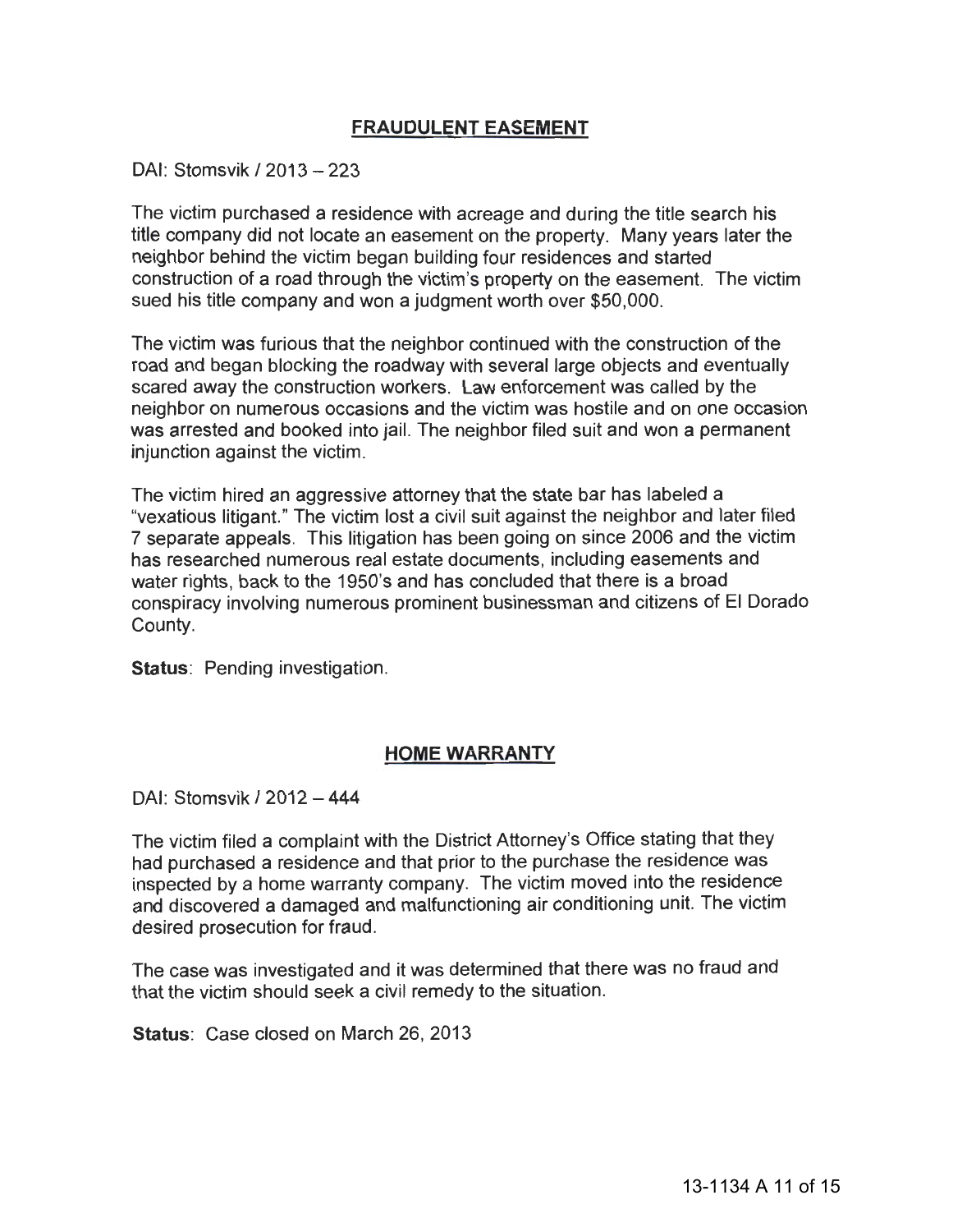## FRAUDULENT EASEMENT

DAI: Stomsvik / 2013 – 223

The victim purchased a residence with acreage and during the title search his title company did not locate an easement on the property. Many years later the neighbor behind the victim began building four residences and started construction of a road through the victim's property on the easement. The victim sued his title company and won a judgment worth over $50,000.

The victim was furious that the neighbor continued with the construction of the road and began blocking the roadway with several large objects and eventually scared away the construction workers. Law enforcement was called by the neighbor on numerous occasions and the victim was hostile and on one occasion was arrested and booked into jail. The neighbor filed suit and won a permanent injunction against the victim.

The victim hired an aggressive attorney that the state bar has labeled a "vexatious litigant." The victim lost a civil suit against the neighbor and later filed 7 separate appeals. This litigation has been going on since 2006 and the victim has researched numerous real estate documents, including easements and water rights, back to the 1950's and has concluded that there is a broad conspiracy involving numerous prominent businessman and citizens of El Dorado County.

**Status**: Pending investigation.

## HOME WARRANTY

DAI: Stomsvik / 2012 – 444

The victim filed a complaint with the District Attorney's Office stating that they had purchased a residence and that prior to the purchase the residence was inspected by a home warranty company. The victim moved into the residence and discovered a damaged and malfunctioning air conditioning unit. The victim desired prosecution for fraud.

The case was investigated and it was determined that there was no fraud and that the victim should seek a civil remedy to the situation.

**Status**: Case closed on March 26, 2013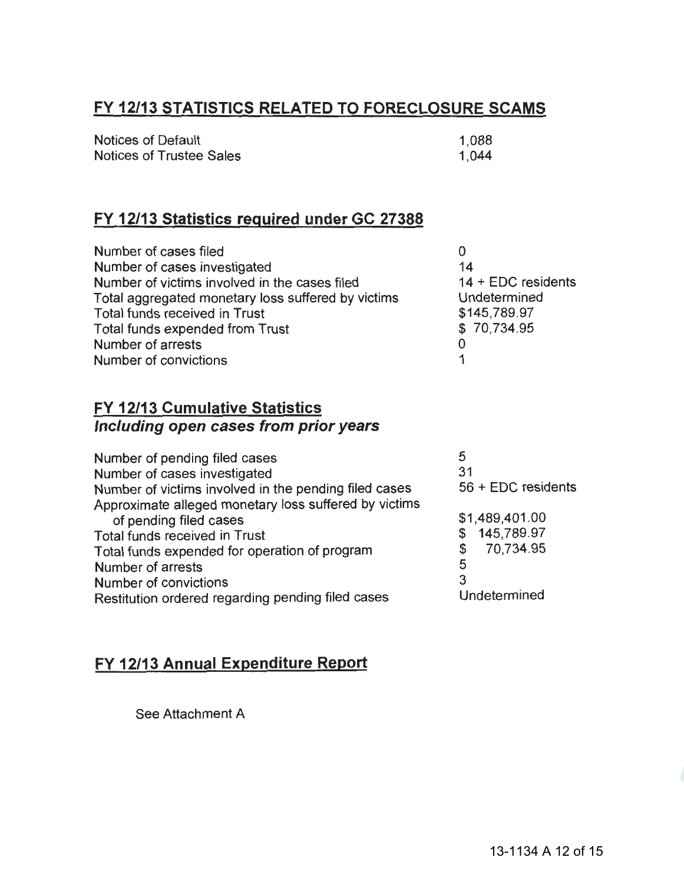## FY 12/13 STATISTICS RELATED TO FORECLOSURE SCAMS

| | |
|---|---|
| Notices of Default | 1,088 |
| Notices of Trustee Sales | 1,044 |

## FY 12/13 Statistics required under GC 27388

| | |
|---|---|
| Number of cases filed | 0 |
| Number of cases investigated | 14 |
| Number of victims involved in the cases filed | 14 + EDC residents |
| Total aggregated monetary loss suffered by victims | Undetermined |
| Total funds received in Trust | $145,789.97 |
| Total funds expended from Trust | $ 70,734.95 |
| Number of arrests | 0 |
| Number of convictions | 1 |

## FY 12/13 Cumulative Statistics
### *Including open cases from prior years*

| | |
|---|---|
| Number of pending filed cases | 5 |
| Number of cases investigated | 31 |
| Number of victims involved in the pending filed cases | 56 + EDC residents |
| Approximate alleged monetary loss suffered by victims of pending filed cases | $1,489,401.00 |
| Total funds received in Trust | $ 145,789.97 |
| Total funds expended for operation of program | $ 70,734.95 |
| Number of arrests | 5 |
| Number of convictions | 3 |
| Restitution ordered regarding pending filed cases | Undetermined |

## FY 12/13 Annual Expenditure Report

See Attachment A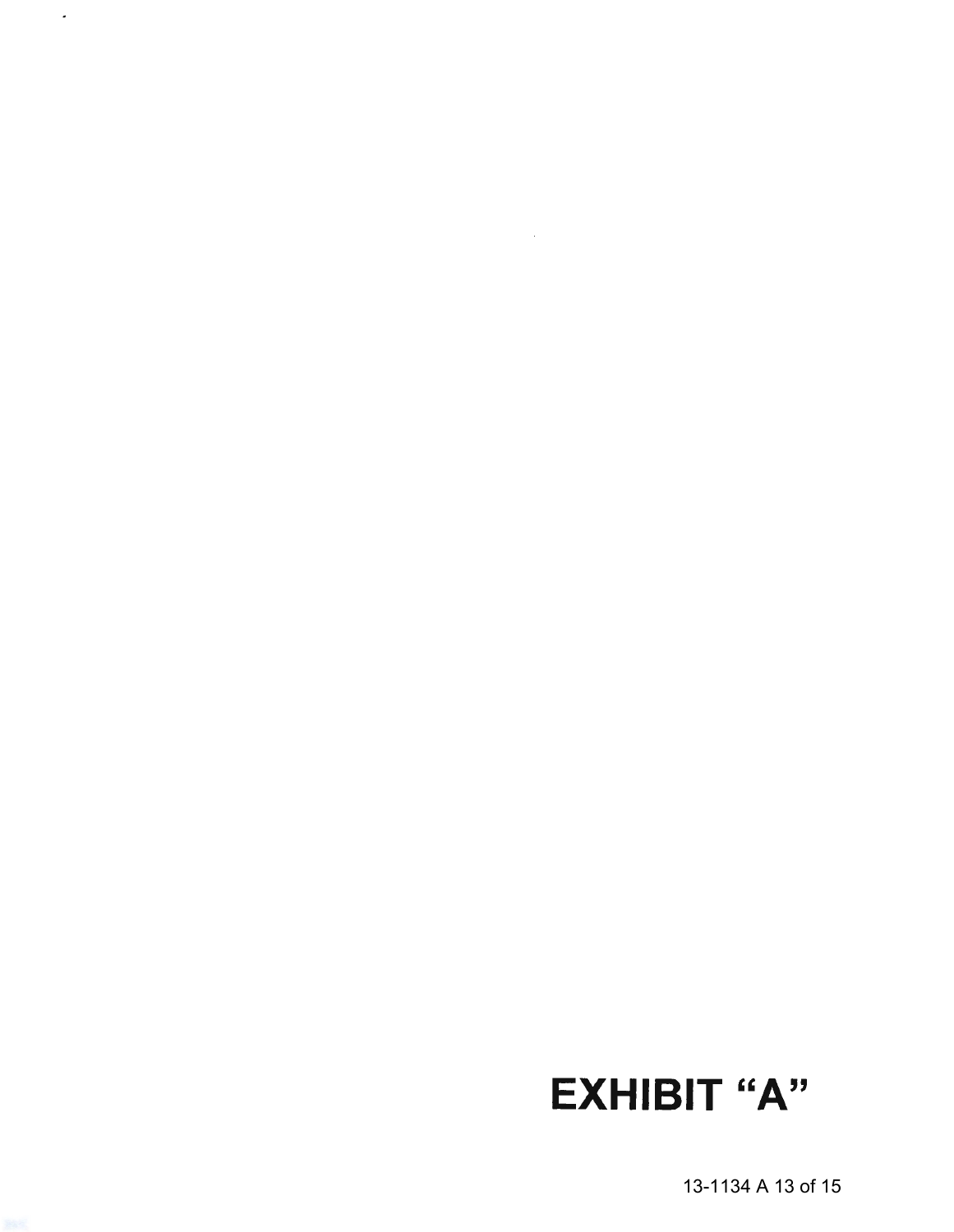# EXHIBIT "A"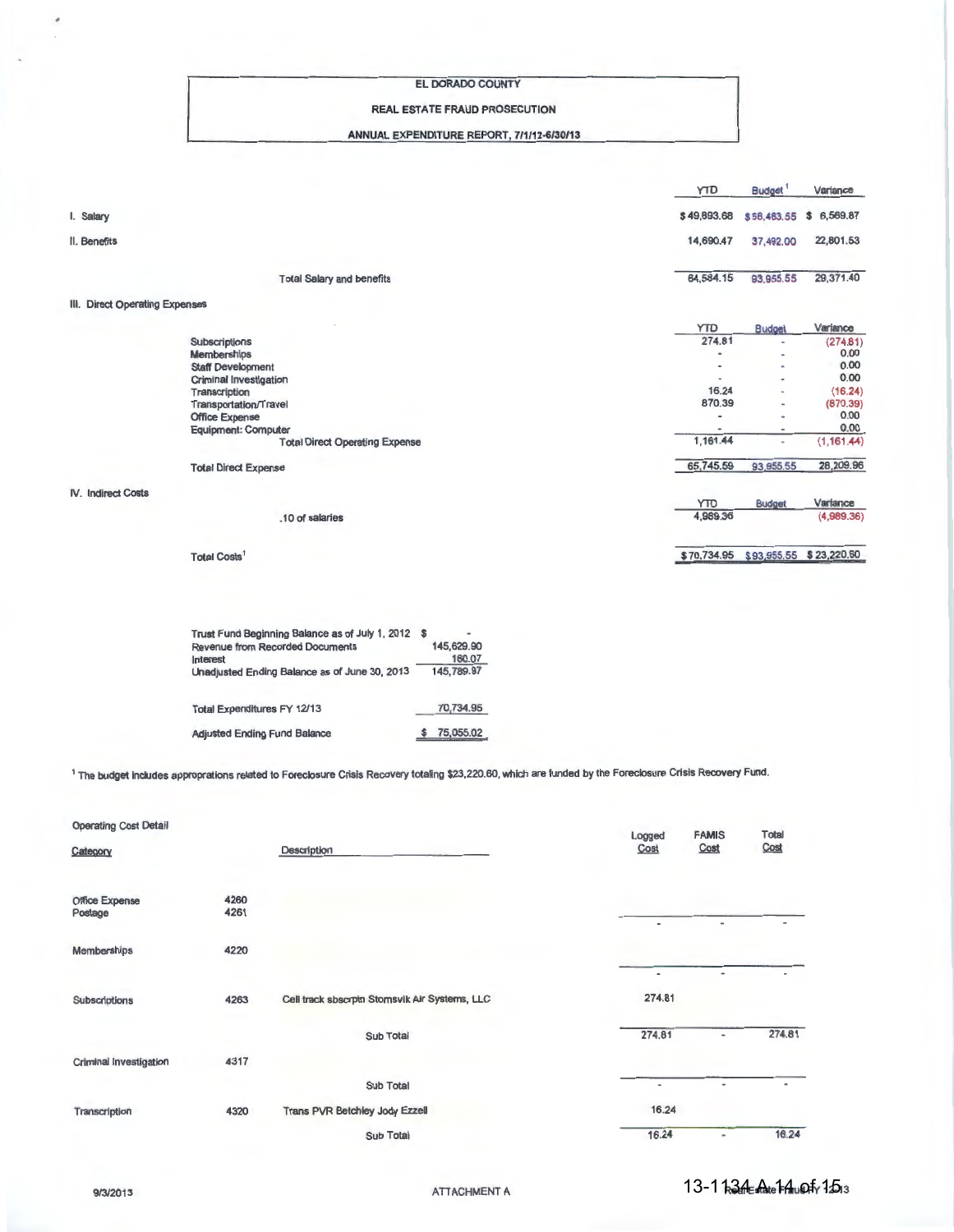**EL DORADO COUNTY**

**REAL ESTATE FRAUD PROSECUTION**

**ANNUAL EXPENDITURE REPORT, 7/1/12-6/30/13**

| | | YTD | Budget [1] | Variance |
|---|---|---|---|---|
| I. Salary | | $49,893.68 | $56,463.55 | $ 6,569.87 |
| II. Benefits | | 14,690.47 | 37,492.00 | 22,801.53 |
| | Total Salary and benefits | 64,584.15 | 93,955.55 | 29,371.40 |
| III. Direct Operating Expenses | | | | |
| | | YTD | Budget | Variance |
| | Subscriptions | 274.81 | - | (274.81) |
| | Memberships | - | - | 0.00 |
| | Staff Development | - | - | 0.00 |
| | Criminal Investigation | - | - | 0.00 |
| | Transcription | 16.24 | - | (16.24) |
| | Transportation/Travel | 870.39 | - | (870.39) |
| | Office Expense | - | - | 0.00 |
| | Equipment: Computer | - | - | 0.00 |
| | Total Direct Operating Expense | 1,161.44 | - | (1,161.44) |
| | Total Direct Expense | 65,745.59 | 93,955.55 | 28,209.96 |
| IV. Indirect Costs | | | | |
| | | YTD | Budget | Variance |
| | .10 of salaries | 4,989.36 | | (4,989.36) |
| | Total Costs[1] | $70,734.95 | $93,955.55 | $ 23,220.60 |

| | |
|---|---|
| Trust Fund Beginning Balance as of July 1, 2012 | $ - |
| Revenue from Recorded Documents | 145,629.90 |
| Interest | 160.07 |
| Unadjusted Ending Balance as of June 30, 2013 | 145,789.97 |
| Total Expenditures FY 12/13 | 70,734.95 |
| Adjusted Ending Fund Balance | $ 75,055.02 |

[1] The budget includes appropriations related to Foreclosure Crisis Recovery totaling $23,220.60, which are funded by the Foreclosure Crisis Recovery Fund.

**Operating Cost Detail**

| Category | | Description | Logged Cost | FAMIS Cost | Total Cost |
|---|---|---|---|---|---|
| Office Expense | 4260 | | | | |
| Postage | 4261 | | | | |
| | | | - | - | - |
| Memberships | 4220 | | | | |
| | | | - | - | - |
| Subscriptions | 4263 | Cell track sbscrptn Stomsvik Air Systems, LLC | 274.81 | | |
| | | Sub Total | 274.81 | - | 274.81 |
| Criminal Investigation | 4317 | | | | |
| | | Sub Total | - | - | - |
| Transcription | 4320 | Trans PVR Betchley Jody Ezzell | 16.24 | | |
| | | Sub Total | 16.24 | - | 16.24 |

9/3/2013 ATTACHMENT A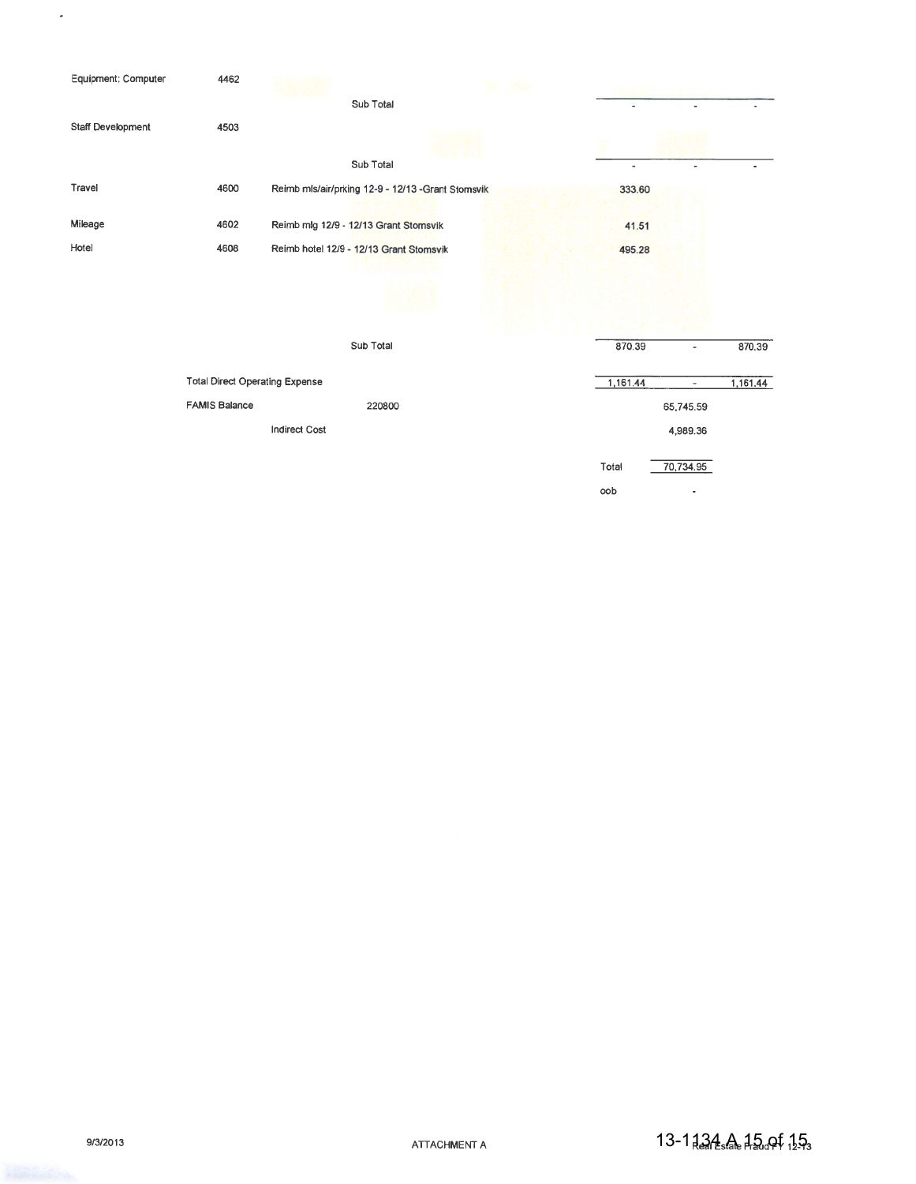| | | | | | |
|---|---|---|---|---|---|
| Equipment: Computer | 4462 | | | | |
| | | Sub Total | - | - | - |
| Staff Development | 4503 | | | | |
| | | Sub Total | - | - | - |
| Travel | 4600 | Reimb mls/air/prking 12-9 - 12/13 -Grant Stomsvik | 333.60 | | |
| Mileage | 4602 | Reimb mlg 12/9 - 12/13 Grant Stomsvik | 41.51 | | |
| Hotel | 4608 | Reimb hotel 12/9 - 12/13 Grant Stomsvik | 495.28 | | |
| | | Sub Total | 870.39 | - | 870.39 |
| | Total Direct Operating Expense | | 1,161.44 | - | 1,161.44 |
| | FAMIS Balance | 220800 | | 65,745.59 | |
| | | Indirect Cost | | 4,989.36 | |
| | | | Total | 70,734.95 | |
| | | | oob | - | |

9/3/2013

ATTACHMENT A

13-1134 A Real Estate Fraud FY 12-13